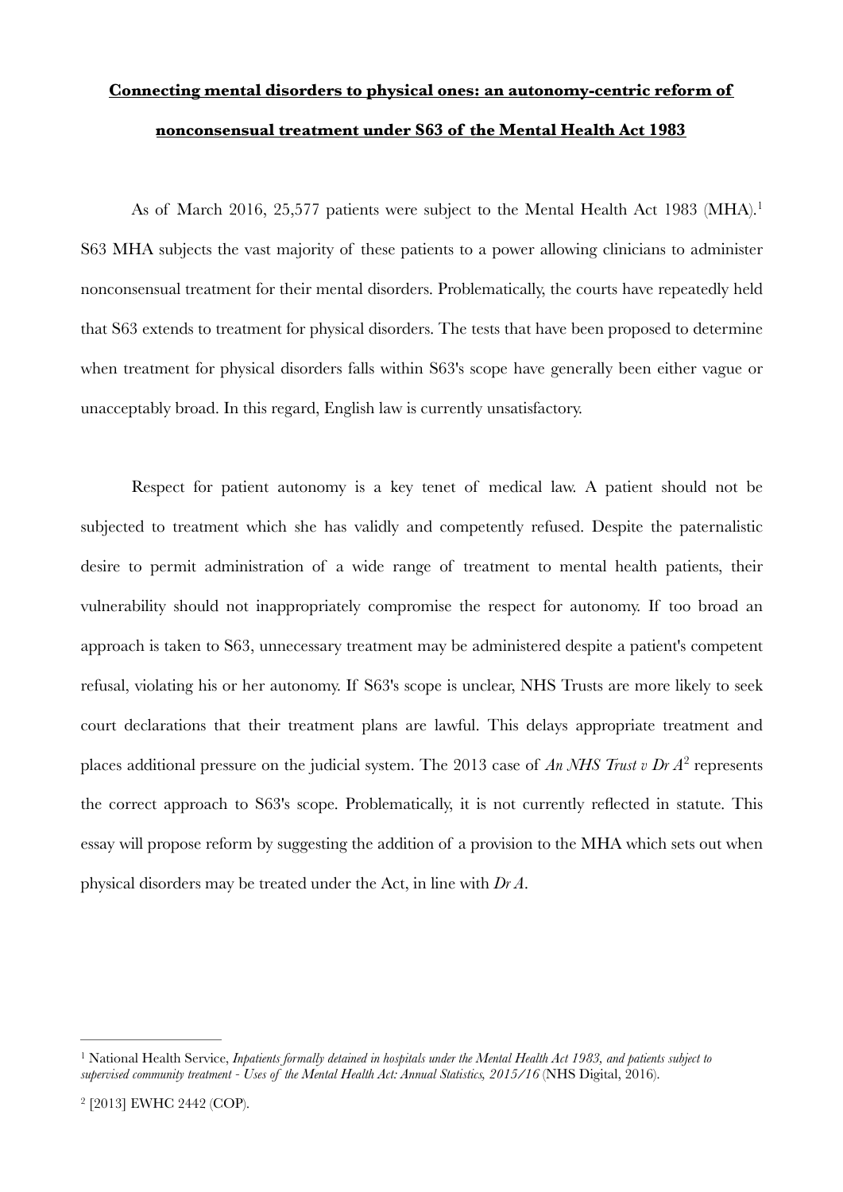# **Connecting mental disorders to physical ones: an autonomy-centric reform of nonconsensual treatment under S63 of the Mental Health Act 1983**

As of March 2016, 25,577 patients were subject to the Mental Health Act 1983 (MHA).[1] S63 MHA subjects the vast majority of these patients to a power allowing clinicians to administer nonconsensual treatment for their mental disorders. Problematically, the courts have repeatedly held that S63 extends to treatment for physical disorders. The tests that have been proposed to determine when treatment for physical disorders falls within S63's scope have generally been either vague or unacceptably broad. In this regard, English law is currently unsatisfactory.

Respect for patient autonomy is a key tenet of medical law. A patient should not be subjected to treatment which she has validly and competently refused. Despite the paternalistic desire to permit administration of a wide range of treatment to mental health patients, their vulnerability should not inappropriately compromise the respect for autonomy. If too broad an approach is taken to S63, unnecessary treatment may be administered despite a patient's competent refusal, violating his or her autonomy. If S63's scope is unclear, NHS Trusts are more likely to seek court declarations that their treatment plans are lawful. This delays appropriate treatment and places additional pressure on the judicial system. The 2013 case of *An NHS Trust v Dr A*[2] represents the correct approach to S63's scope. Problematically, it is not currently reflected in statute. This essay will propose reform by suggesting the addition of a provision to the MHA which sets out when physical disorders may be treated under the Act, in line with *Dr A*.

---

[1] National Health Service, *Inpatients formally detained in hospitals under the Mental Health Act 1983, and patients subject to supervised community treatment - Uses of the Mental Health Act: Annual Statistics, 2015/16* (NHS Digital, 2016).

[2] [2013] EWHC 2442 (COP).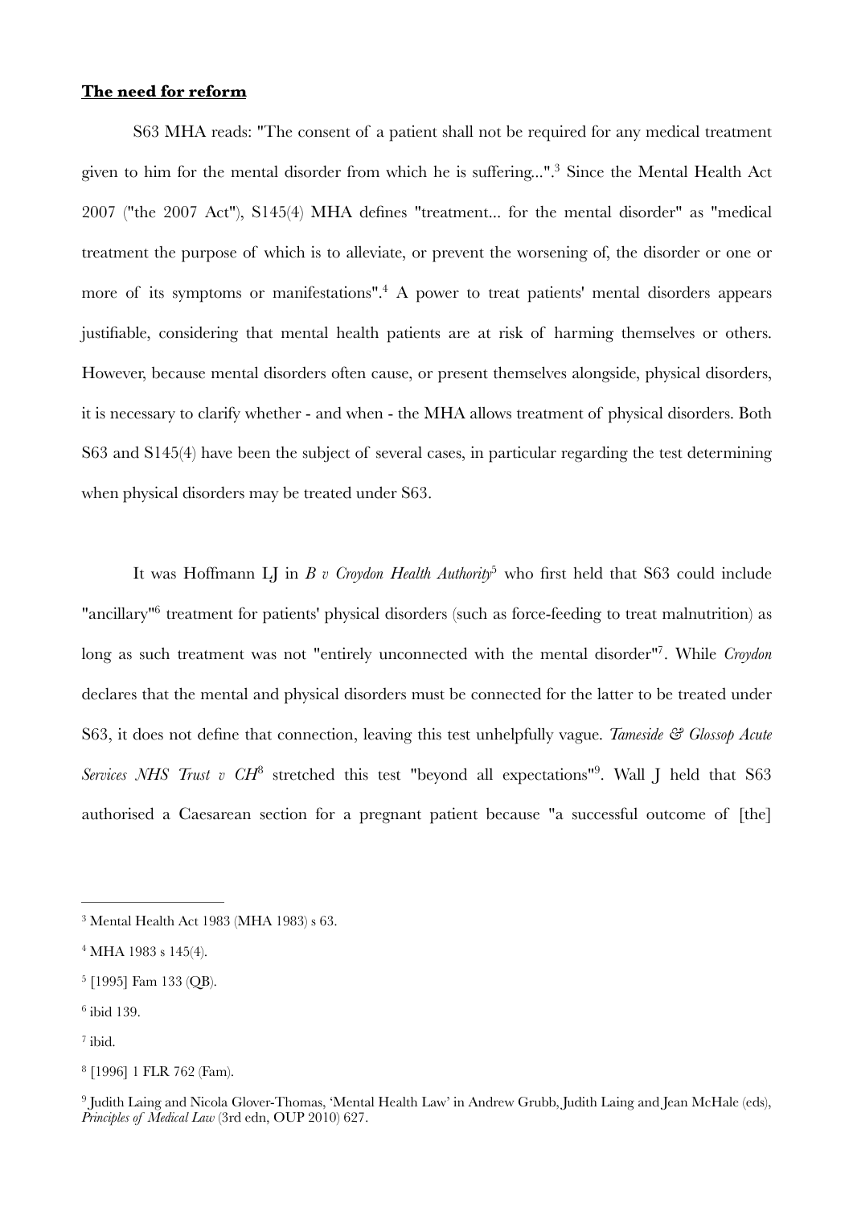## **The need for reform**

S63 MHA reads: "The consent of a patient shall not be required for any medical treatment given to him for the mental disorder from which he is suffering...".[3] Since the Mental Health Act 2007 ("the 2007 Act"), S145(4) MHA defines "treatment... for the mental disorder" as "medical treatment the purpose of which is to alleviate, or prevent the worsening of, the disorder or one or more of its symptoms or manifestations".[4] A power to treat patients' mental disorders appears justifiable, considering that mental health patients are at risk of harming themselves or others. However, because mental disorders often cause, or present themselves alongside, physical disorders, it is necessary to clarify whether - and when - the MHA allows treatment of physical disorders. Both S63 and S145(4) have been the subject of several cases, in particular regarding the test determining when physical disorders may be treated under S63.

It was Hoffmann LJ in *B v Croydon Health Authority*[5] who first held that S63 could include "ancillary"[6] treatment for patients' physical disorders (such as force-feeding to treat malnutrition) as long as such treatment was not "entirely unconnected with the mental disorder"[7]. While *Croydon* declares that the mental and physical disorders must be connected for the latter to be treated under S63, it does not define that connection, leaving this test unhelpfully vague. *Tameside & Glossop Acute Services NHS Trust v CH*[8] stretched this test "beyond all expectations"[9]. Wall J held that S63 authorised a Caesarean section for a pregnant patient because "a successful outcome of [the]

---

[3] Mental Health Act 1983 (MHA 1983) s 63.

[4] MHA 1983 s 145(4).

[5] [1995] Fam 133 (QB).

[6] ibid 139.

[7] ibid.

[8] [1996] 1 FLR 762 (Fam).

[9] Judith Laing and Nicola Glover-Thomas, 'Mental Health Law' in Andrew Grubb, Judith Laing and Jean McHale (eds), *Principles of Medical Law* (3rd edn, OUP 2010) 627.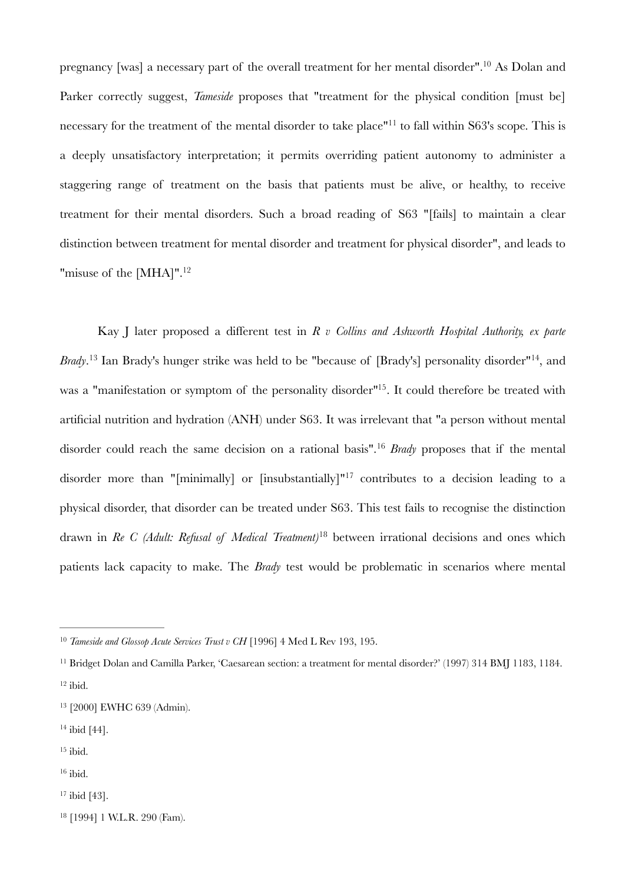pregnancy [was] a necessary part of the overall treatment for her mental disorder".[10] As Dolan and Parker correctly suggest, *Tameside* proposes that "treatment for the physical condition [must be] necessary for the treatment of the mental disorder to take place"[11] to fall within S63's scope. This is a deeply unsatisfactory interpretation; it permits overriding patient autonomy to administer a staggering range of treatment on the basis that patients must be alive, or healthy, to receive treatment for their mental disorders. Such a broad reading of S63 "[fails] to maintain a clear distinction between treatment for mental disorder and treatment for physical disorder", and leads to "misuse of the [MHA]".[12]

Kay J later proposed a different test in *R v Collins and Ashworth Hospital Authority, ex parte Brady*.[13] Ian Brady's hunger strike was held to be "because of [Brady's] personality disorder"[14], and was a "manifestation or symptom of the personality disorder"[15]. It could therefore be treated with artificial nutrition and hydration (ANH) under S63. It was irrelevant that "a person without mental disorder could reach the same decision on a rational basis".[16] *Brady* proposes that if the mental disorder more than "[minimally] or [insubstantially]"[17] contributes to a decision leading to a physical disorder, that disorder can be treated under S63. This test fails to recognise the distinction drawn in *Re C (Adult: Refusal of Medical Treatment)*[18] between irrational decisions and ones which patients lack capacity to make. The *Brady* test would be problematic in scenarios where mental

---

[10] *Tameside and Glossop Acute Services Trust v CH* [1996] 4 Med L Rev 193, 195.

[11] Bridget Dolan and Camilla Parker, 'Caesarean section: a treatment for mental disorder?' (1997) 314 BMJ 1183, 1184.

[12] ibid.

[13] [2000] EWHC 639 (Admin).

[14] ibid [44].

[15] ibid.

[16] ibid.

[17] ibid [43].

[18] [1994] 1 W.L.R. 290 (Fam).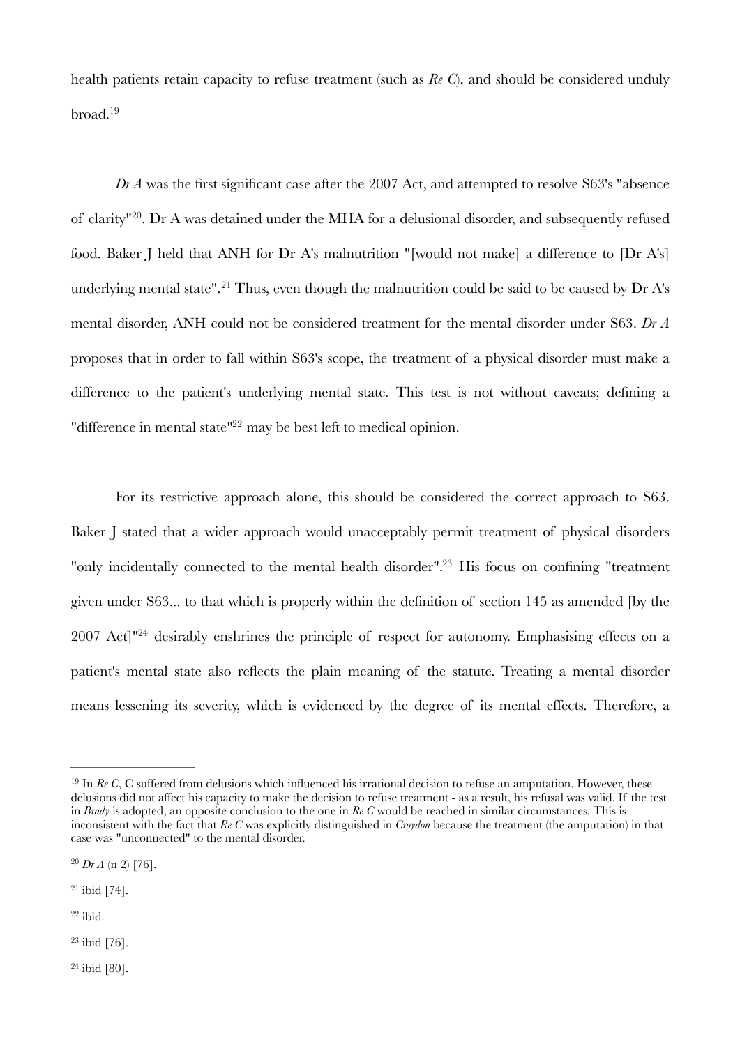health patients retain capacity to refuse treatment (such as *Re C*), and should be considered unduly broad.[19]

*Dr A* was the first significant case after the 2007 Act, and attempted to resolve S63's "absence of clarity"[20]. Dr A was detained under the MHA for a delusional disorder, and subsequently refused food. Baker J held that ANH for Dr A's malnutrition "[would not make] a difference to [Dr A's] underlying mental state".[21] Thus, even though the malnutrition could be said to be caused by Dr A's mental disorder, ANH could not be considered treatment for the mental disorder under S63. *Dr A* proposes that in order to fall within S63's scope, the treatment of a physical disorder must make a difference to the patient's underlying mental state. This test is not without caveats; defining a "difference in mental state"[22] may be best left to medical opinion.

For its restrictive approach alone, this should be considered the correct approach to S63. Baker J stated that a wider approach would unacceptably permit treatment of physical disorders "only incidentally connected to the mental health disorder".[23] His focus on confining "treatment given under S63... to that which is properly within the definition of section 145 as amended [by the 2007 Act]"[24] desirably enshrines the principle of respect for autonomy. Emphasising effects on a patient's mental state also reflects the plain meaning of the statute. Treating a mental disorder means lessening its severity, which is evidenced by the degree of its mental effects. Therefore, a

---

[19] In *Re C*, C suffered from delusions which influenced his irrational decision to refuse an amputation. However, these delusions did not affect his capacity to make the decision to refuse treatment - as a result, his refusal was valid. If the test in *Brady* is adopted, an opposite conclusion to the one in *Re C* would be reached in similar circumstances. This is inconsistent with the fact that *Re C* was explicitly distinguished in *Croydon* because the treatment (the amputation) in that case was "unconnected" to the mental disorder.

[20] *Dr A* (n 2) [76].

[21] ibid [74].

[22] ibid.

[23] ibid [76].

[24] ibid [80].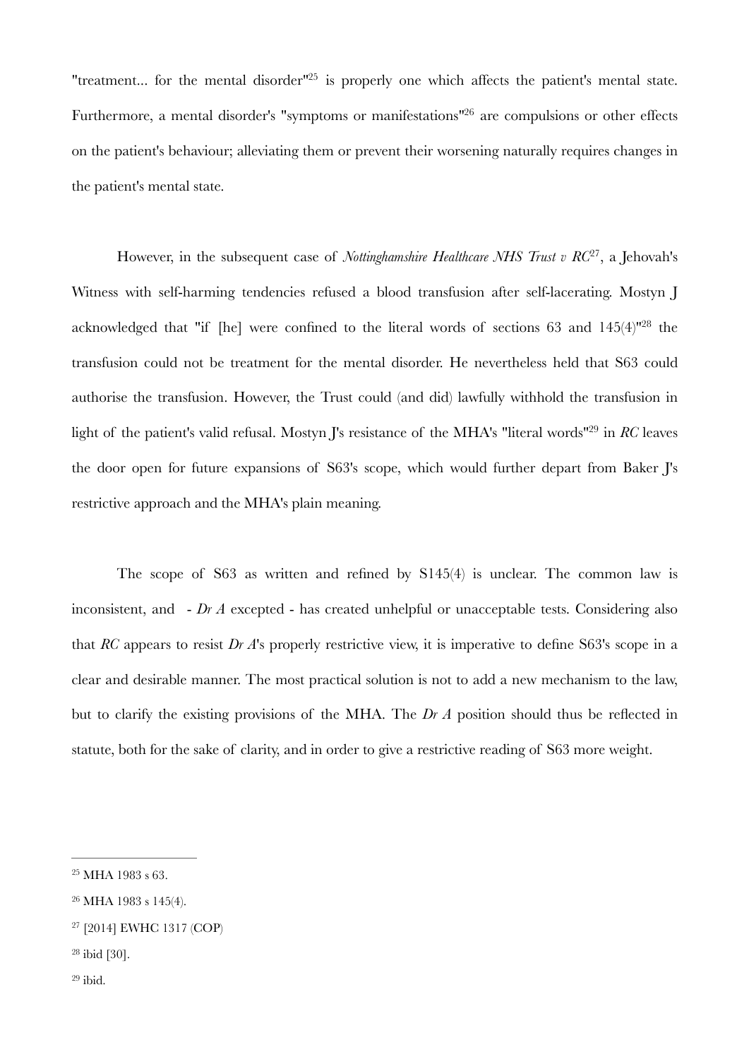"treatment... for the mental disorder"[25] is properly one which affects the patient's mental state. Furthermore, a mental disorder's "symptoms or manifestations"[26] are compulsions or other effects on the patient's behaviour; alleviating them or prevent their worsening naturally requires changes in the patient's mental state.

However, in the subsequent case of *Nottinghamshire Healthcare NHS Trust v RC*[27], a Jehovah's Witness with self-harming tendencies refused a blood transfusion after self-lacerating. Mostyn J acknowledged that "if [he] were confined to the literal words of sections 63 and 145(4)"[28] the transfusion could not be treatment for the mental disorder. He nevertheless held that S63 could authorise the transfusion. However, the Trust could (and did) lawfully withhold the transfusion in light of the patient's valid refusal. Mostyn J's resistance of the MHA's "literal words"[29] in *RC* leaves the door open for future expansions of S63's scope, which would further depart from Baker J's restrictive approach and the MHA's plain meaning.

The scope of S63 as written and refined by S145(4) is unclear. The common law is inconsistent, and - *Dr A* excepted - has created unhelpful or unacceptable tests. Considering also that *RC* appears to resist *Dr A*'s properly restrictive view, it is imperative to define S63's scope in a clear and desirable manner. The most practical solution is not to add a new mechanism to the law, but to clarify the existing provisions of the MHA. The *Dr A* position should thus be reflected in statute, both for the sake of clarity, and in order to give a restrictive reading of S63 more weight.

---

[25] MHA 1983 s 63.

[26] MHA 1983 s 145(4).

[27] [2014] EWHC 1317 (COP)

[28] ibid [30].

[29] ibid.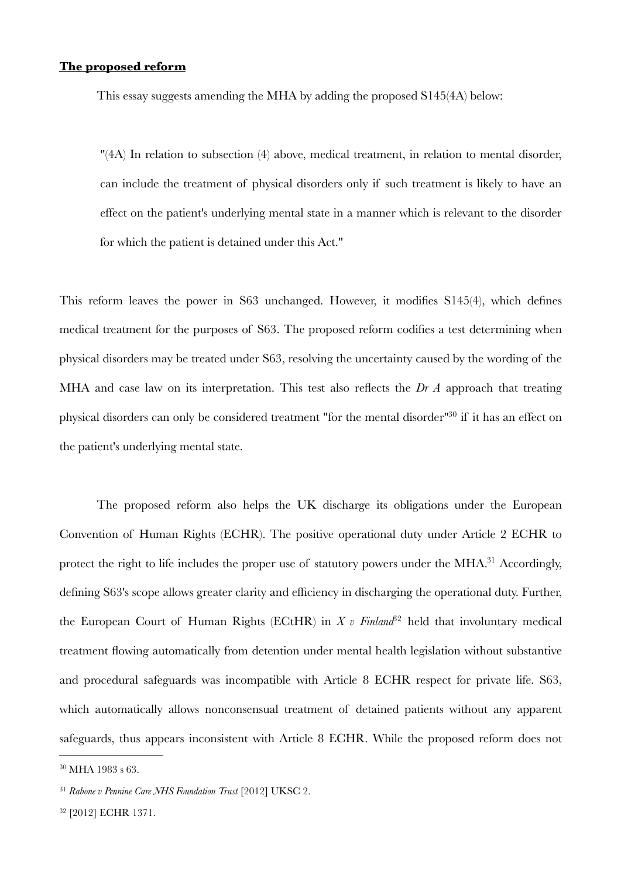**The proposed reform**

This essay suggests amending the MHA by adding the proposed S145(4A) below:

> "(4A) In relation to subsection (4) above, medical treatment, in relation to mental disorder, can include the treatment of physical disorders only if such treatment is likely to have an effect on the patient's underlying mental state in a manner which is relevant to the disorder for which the patient is detained under this Act."

This reform leaves the power in S63 unchanged. However, it modifies S145(4), which defines medical treatment for the purposes of S63. The proposed reform codifies a test determining when physical disorders may be treated under S63, resolving the uncertainty caused by the wording of the MHA and case law on its interpretation. This test also reflects the *Dr A* approach that treating physical disorders can only be considered treatment "for the mental disorder"[30] if it has an effect on the patient's underlying mental state.

The proposed reform also helps the UK discharge its obligations under the European Convention of Human Rights (ECHR). The positive operational duty under Article 2 ECHR to protect the right to life includes the proper use of statutory powers under the MHA.[31] Accordingly, defining S63's scope allows greater clarity and efficiency in discharging the operational duty. Further, the European Court of Human Rights (ECtHR) in *X v Finland*[32] held that involuntary medical treatment flowing automatically from detention under mental health legislation without substantive and procedural safeguards was incompatible with Article 8 ECHR respect for private life. S63, which automatically allows nonconsensual treatment of detained patients without any apparent safeguards, thus appears inconsistent with Article 8 ECHR. While the proposed reform does not

[30] MHA 1983 s 63.

[31] *Rabone v Pennine Care NHS Foundation Trust* [2012] UKSC 2.

[32] [2012] ECHR 1371.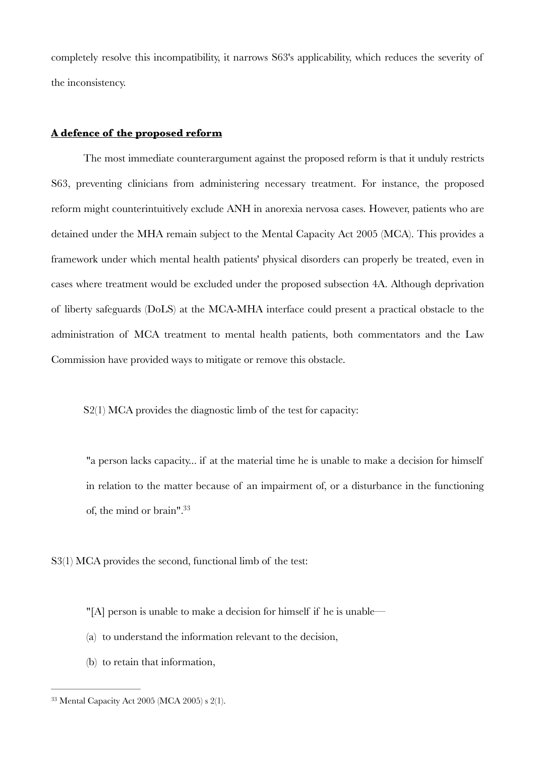completely resolve this incompatibility, it narrows S63's applicability, which reduces the severity of the inconsistency.

## A defence of the proposed reform

The most immediate counterargument against the proposed reform is that it unduly restricts S63, preventing clinicians from administering necessary treatment. For instance, the proposed reform might counterintuitively exclude ANH in anorexia nervosa cases. However, patients who are detained under the MHA remain subject to the Mental Capacity Act 2005 (MCA). This provides a framework under which mental health patients' physical disorders can properly be treated, even in cases where treatment would be excluded under the proposed subsection 4A. Although deprivation of liberty safeguards (DoLS) at the MCA-MHA interface could present a practical obstacle to the administration of MCA treatment to mental health patients, both commentators and the Law Commission have provided ways to mitigate or remove this obstacle.

S2(1) MCA provides the diagnostic limb of the test for capacity:

> "a person lacks capacity... if at the material time he is unable to make a decision for himself in relation to the matter because of an impairment of, or a disturbance in the functioning of, the mind or brain".[33]

S3(1) MCA provides the second, functional limb of the test:

> "[A] person is unable to make a decision for himself if he is unable—
>
> (a) to understand the information relevant to the decision,
>
> (b) to retain that information,

---

[33] Mental Capacity Act 2005 (MCA 2005) s 2(1).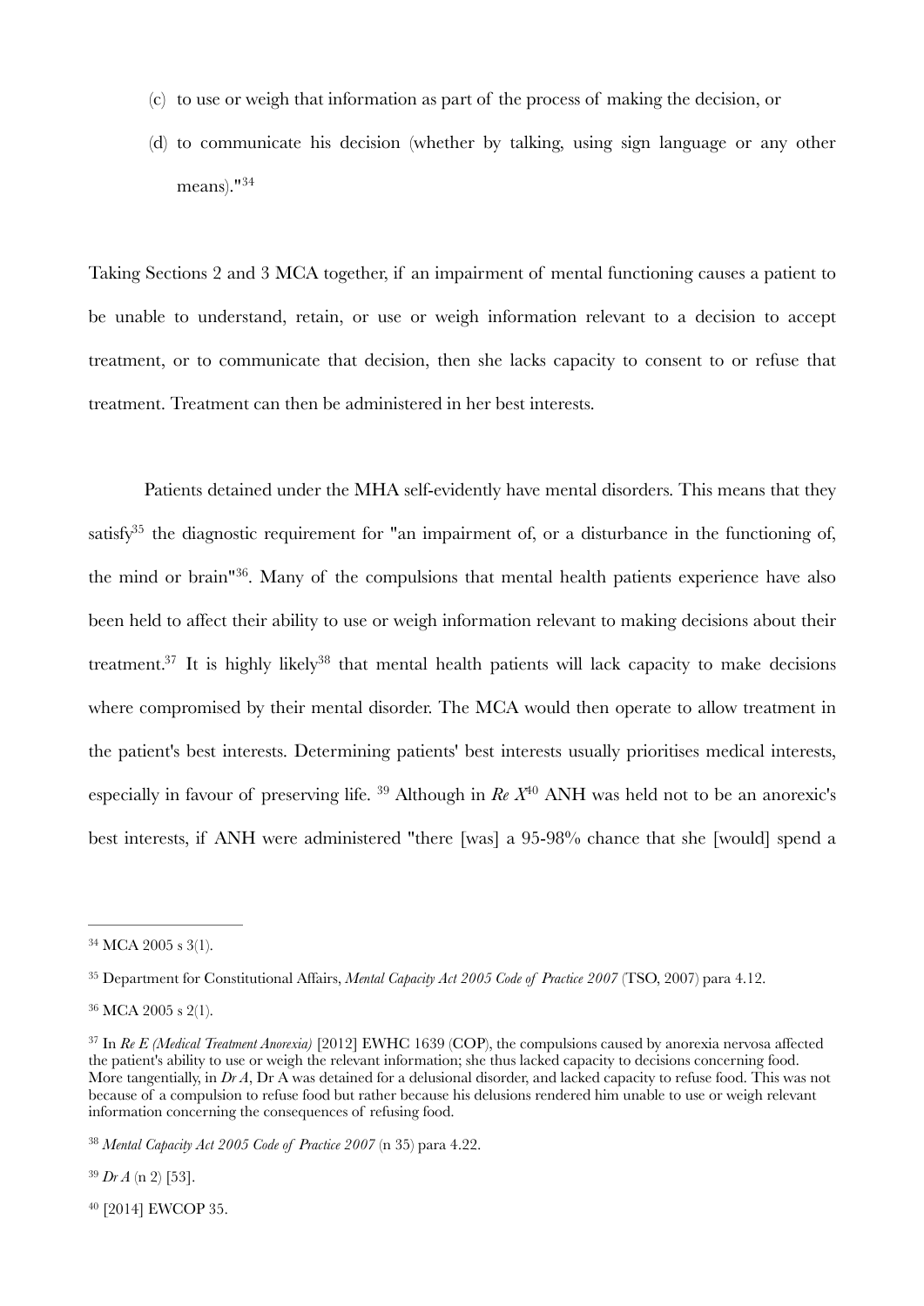(c) to use or weigh that information as part of the process of making the decision, or

(d) to communicate his decision (whether by talking, using sign language or any other means)."[34]

Taking Sections 2 and 3 MCA together, if an impairment of mental functioning causes a patient to be unable to understand, retain, or use or weigh information relevant to a decision to accept treatment, or to communicate that decision, then she lacks capacity to consent to or refuse that treatment. Treatment can then be administered in her best interests.

Patients detained under the MHA self-evidently have mental disorders. This means that they satisfy[35] the diagnostic requirement for "an impairment of, or a disturbance in the functioning of, the mind or brain"[36]. Many of the compulsions that mental health patients experience have also been held to affect their ability to use or weigh information relevant to making decisions about their treatment.[37] It is highly likely[38] that mental health patients will lack capacity to make decisions where compromised by their mental disorder. The MCA would then operate to allow treatment in the patient's best interests. Determining patients' best interests usually prioritises medical interests, especially in favour of preserving life. [39] Although in *Re X*[40] ANH was held not to be an anorexic's best interests, if ANH were administered "there [was] a 95-98% chance that she [would] spend a

---

[34] MCA 2005 s 3(1).

[35] Department for Constitutional Affairs, *Mental Capacity Act 2005 Code of Practice 2007* (TSO, 2007) para 4.12.

[36] MCA 2005 s 2(1).

[37] In *Re E (Medical Treatment Anorexia)* [2012] EWHC 1639 (COP), the compulsions caused by anorexia nervosa affected the patient's ability to use or weigh the relevant information; she thus lacked capacity to decisions concerning food. More tangentially, in *Dr A*, Dr A was detained for a delusional disorder, and lacked capacity to refuse food. This was not because of a compulsion to refuse food but rather because his delusions rendered him unable to use or weigh relevant information concerning the consequences of refusing food.

[38] *Mental Capacity Act 2005 Code of Practice 2007* (n 35) para 4.22.

[39] *Dr A* (n 2) [53].

[40] [2014] EWCOP 35.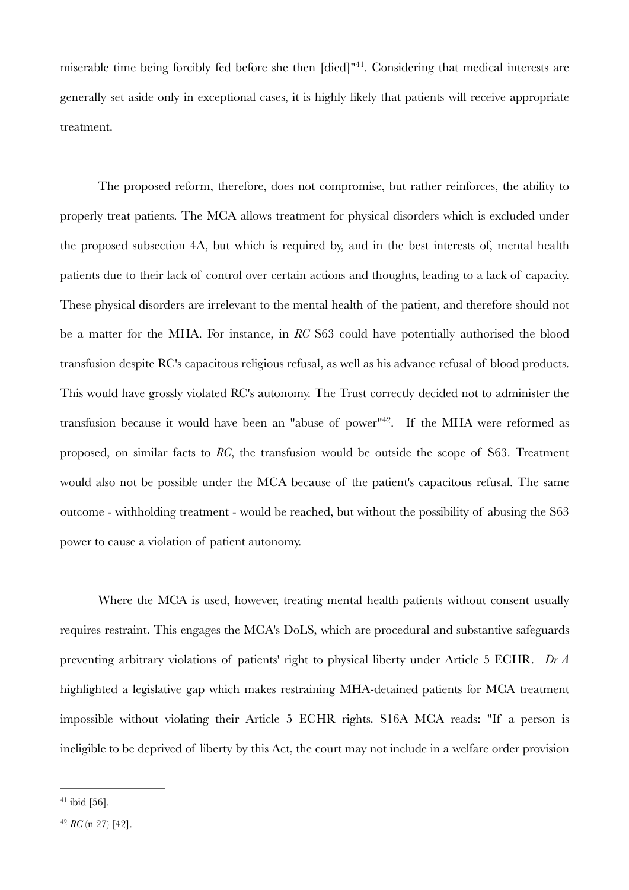miserable time being forcibly fed before she then [died]"[41]. Considering that medical interests are generally set aside only in exceptional cases, it is highly likely that patients will receive appropriate treatment.

The proposed reform, therefore, does not compromise, but rather reinforces, the ability to properly treat patients. The MCA allows treatment for physical disorders which is excluded under the proposed subsection 4A, but which is required by, and in the best interests of, mental health patients due to their lack of control over certain actions and thoughts, leading to a lack of capacity. These physical disorders are irrelevant to the mental health of the patient, and therefore should not be a matter for the MHA. For instance, in *RC* S63 could have potentially authorised the blood transfusion despite RC's capacitous religious refusal, as well as his advance refusal of blood products. This would have grossly violated RC's autonomy. The Trust correctly decided not to administer the transfusion because it would have been an "abuse of power"[42]. If the MHA were reformed as proposed, on similar facts to *RC*, the transfusion would be outside the scope of S63. Treatment would also not be possible under the MCA because of the patient's capacitous refusal. The same outcome - withholding treatment - would be reached, but without the possibility of abusing the S63 power to cause a violation of patient autonomy.

Where the MCA is used, however, treating mental health patients without consent usually requires restraint. This engages the MCA's DoLS, which are procedural and substantive safeguards preventing arbitrary violations of patients' right to physical liberty under Article 5 ECHR. *Dr A* highlighted a legislative gap which makes restraining MHA-detained patients for MCA treatment impossible without violating their Article 5 ECHR rights. S16A MCA reads: "If a person is ineligible to be deprived of liberty by this Act, the court may not include in a welfare order provision

---

[41] ibid [56].

[42] *RC* (n 27) [42].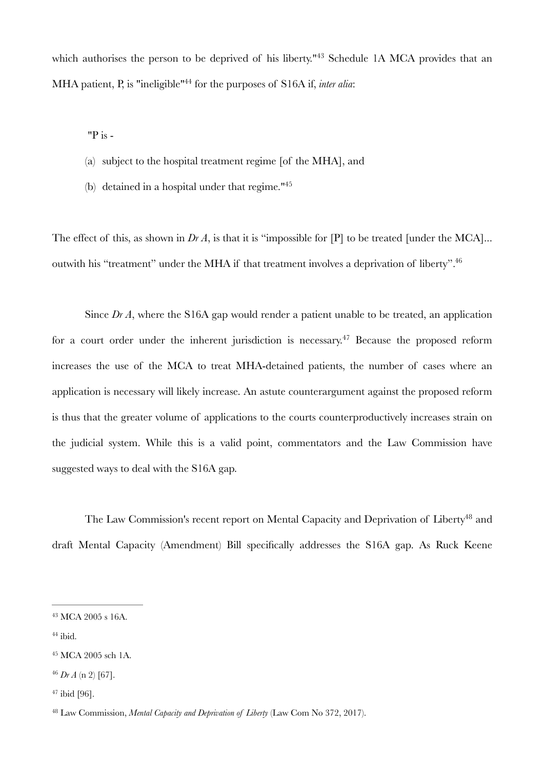which authorises the person to be deprived of his liberty."[43] Schedule 1A MCA provides that an MHA patient, P, is "ineligible"[44] for the purposes of S16A if, *inter alia*:

> "P is -
>
> (a) subject to the hospital treatment regime [of the MHA], and
>
> (b) detained in a hospital under that regime."[45]

The effect of this, as shown in *Dr A*, is that it is "impossible for [P] to be treated [under the MCA]... outwith his "treatment" under the MHA if that treatment involves a deprivation of liberty".[46]

Since *Dr A*, where the S16A gap would render a patient unable to be treated, an application for a court order under the inherent jurisdiction is necessary.[47] Because the proposed reform increases the use of the MCA to treat MHA-detained patients, the number of cases where an application is necessary will likely increase. An astute counterargument against the proposed reform is thus that the greater volume of applications to the courts counterproductively increases strain on the judicial system. While this is a valid point, commentators and the Law Commission have suggested ways to deal with the S16A gap.

The Law Commission's recent report on Mental Capacity and Deprivation of Liberty[48] and draft Mental Capacity (Amendment) Bill specifically addresses the S16A gap. As Ruck Keene

---

[43] MCA 2005 s 16A.

[44] ibid.

[45] MCA 2005 sch 1A.

[46] *Dr A* (n 2) [67].

[47] ibid [96].

[48] Law Commission, *Mental Capacity and Deprivation of Liberty* (Law Com No 372, 2017).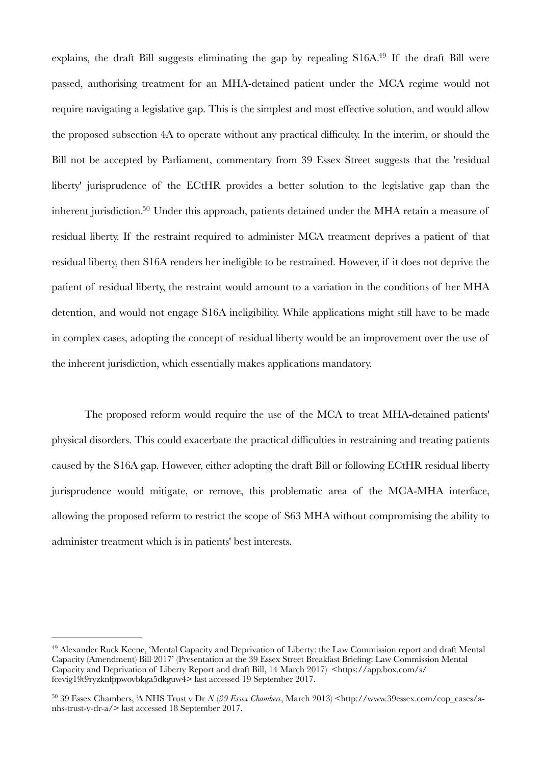explains, the draft Bill suggests eliminating the gap by repealing S16A.[49] If the draft Bill were passed, authorising treatment for an MHA-detained patient under the MCA regime would not require navigating a legislative gap. This is the simplest and most effective solution, and would allow the proposed subsection 4A to operate without any practical difficulty. In the interim, or should the Bill not be accepted by Parliament, commentary from 39 Essex Street suggests that the 'residual liberty' jurisprudence of the ECtHR provides a better solution to the legislative gap than the inherent jurisdiction.[50] Under this approach, patients detained under the MHA retain a measure of residual liberty. If the restraint required to administer MCA treatment deprives a patient of that residual liberty, then S16A renders her ineligible to be restrained. However, if it does not deprive the patient of residual liberty, the restraint would amount to a variation in the conditions of her MHA detention, and would not engage S16A ineligibility. While applications might still have to be made in complex cases, adopting the concept of residual liberty would be an improvement over the use of the inherent jurisdiction, which essentially makes applications mandatory.

The proposed reform would require the use of the MCA to treat MHA-detained patients' physical disorders. This could exacerbate the practical difficulties in restraining and treating patients caused by the S16A gap. However, either adopting the draft Bill or following ECtHR residual liberty jurisprudence would mitigate, or remove, this problematic area of the MCA-MHA interface, allowing the proposed reform to restrict the scope of S63 MHA without compromising the ability to administer treatment which is in patients' best interests.

---

[49] Alexander Ruck Keene, 'Mental Capacity and Deprivation of Liberty: the Law Commission report and draft Mental Capacity (Amendment) Bill 2017' (Presentation at the 39 Essex Street Breakfast Briefing: Law Commission Mental Capacity and Deprivation of Liberty Report and draft Bill, 14 March 2017) <https://app.box.com/s/fcevig19t9ryzknfppwovbkga5dkguw4> last accessed 19 September 2017.

[50] 39 Essex Chambers, 'A NHS Trust v Dr A' (*39 Essex Chambers*, March 2013) <http://www.39essex.com/cop_cases/a-nhs-trust-v-dr-a/> last accessed 18 September 2017.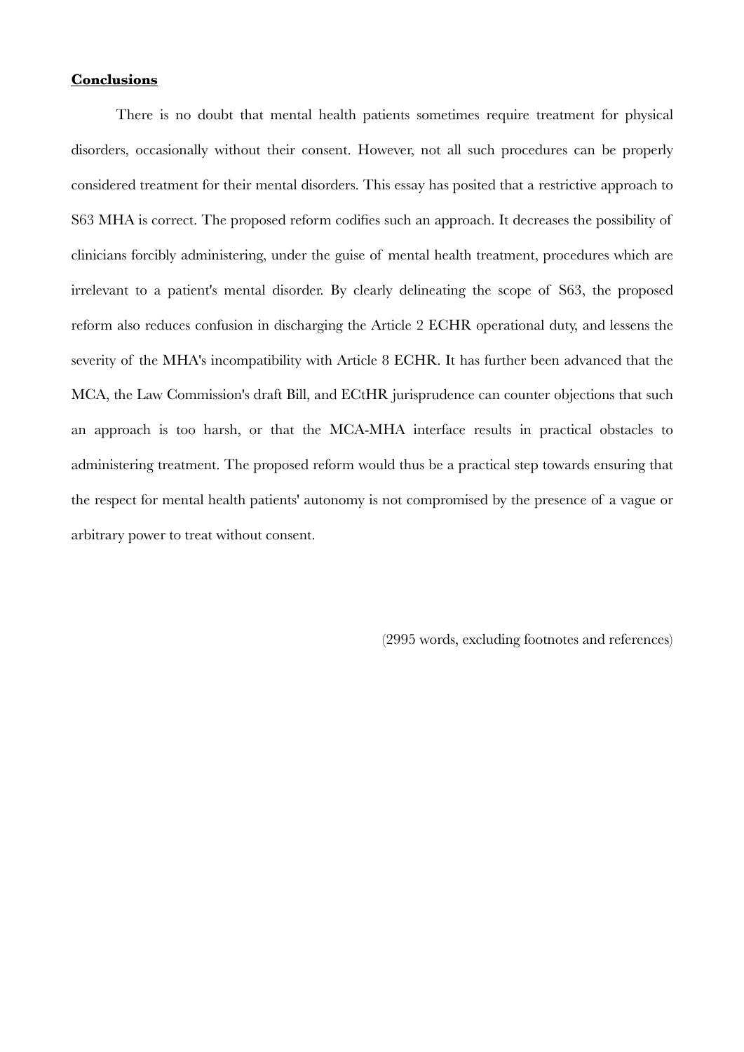**Conclusions**

There is no doubt that mental health patients sometimes require treatment for physical disorders, occasionally without their consent. However, not all such procedures can be properly considered treatment for their mental disorders. This essay has posited that a restrictive approach to S63 MHA is correct. The proposed reform codifies such an approach. It decreases the possibility of clinicians forcibly administering, under the guise of mental health treatment, procedures which are irrelevant to a patient's mental disorder. By clearly delineating the scope of S63, the proposed reform also reduces confusion in discharging the Article 2 ECHR operational duty, and lessens the severity of the MHA's incompatibility with Article 8 ECHR. It has further been advanced that the MCA, the Law Commission's draft Bill, and ECtHR jurisprudence can counter objections that such an approach is too harsh, or that the MCA-MHA interface results in practical obstacles to administering treatment. The proposed reform would thus be a practical step towards ensuring that the respect for mental health patients' autonomy is not compromised by the presence of a vague or arbitrary power to treat without consent.

(2995 words, excluding footnotes and references)